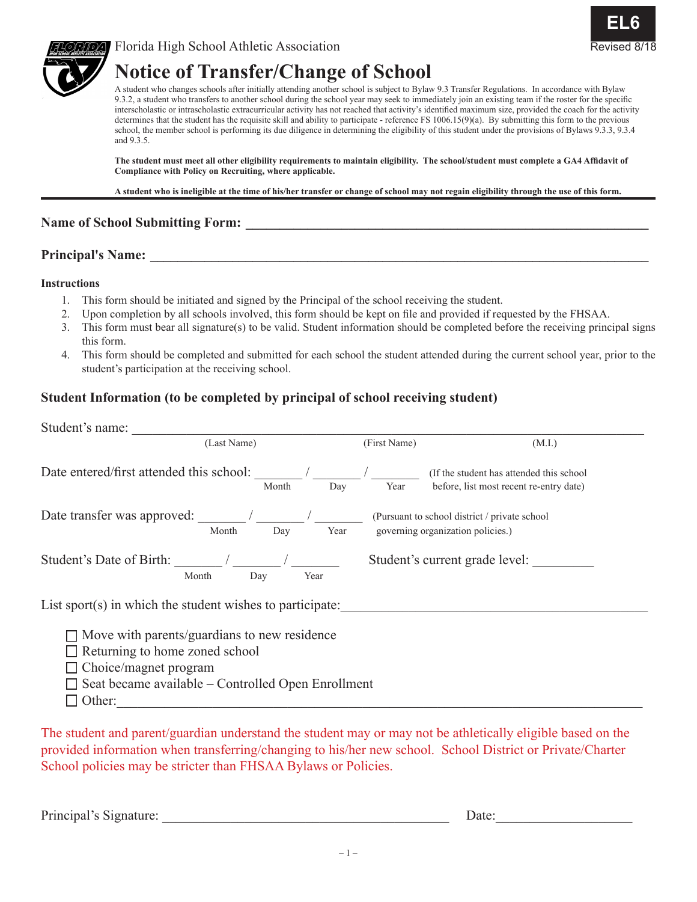**EL6**
Revised 8/18

Florida High School Athletic Association

# Notice of Transfer/Change of School

A student who changes schools after initially attending another school is subject to Bylaw 9.3 Transfer Regulations. In accordance with Bylaw 9.3.2, a student who transfers to another school during the school year may seek to immediately join an existing team if the roster for the specific interscholastic or intrascholastic extracurricular activity has not reached that activity's identified maximum size, provided the coach for the activity determines that the student has the requisite skill and ability to participate - reference FS 1006.15(9)(a). By submitting this form to the previous school, the member school is performing its due diligence in determining the eligibility of this student under the provisions of Bylaws 9.3.3, 9.3.4 and 9.3.5.

**The student must meet all other eligibility requirements to maintain eligibility. The school/student must complete a GA4 Affidavit of Compliance with Policy on Recruiting, where applicable.**

**A student who is ineligible at the time of his/her transfer or change of school may not regain eligibility through the use of this form.**

**Name of School Submitting Form:** ____________________________________________

**Principal's Name:** ____________________________________________

**Instructions**

1. This form should be initiated and signed by the Principal of the school receiving the student.
2. Upon completion by all schools involved, this form should be kept on file and provided if requested by the FHSAA.
3. This form must bear all signature(s) to be valid. Student information should be completed before the receiving principal signs this form.
4. This form should be completed and submitted for each school the student attended during the current school year, prior to the student's participation at the receiving school.

**Student Information (to be completed by principal of school receiving student)**

Student's name: ____________________________________________
(Last Name) (First Name) (M.I.)

Date entered/first attended this school: _______ / _______ / _______ (If the student has attended this school before, list most recent re-entry date)
Month Day Year

Date transfer was approved: _______ / _______ / _______ (Pursuant to school district / private school governing organization policies.)
Month Day Year

Student's Date of Birth: _______ / _______ / _______ Student's current grade level: _________
Month Day Year

List sport(s) in which the student wishes to participate: ____________________________________________

☐ Move with parents/guardians to new residence
☐ Returning to home zoned school
☐ Choice/magnet program
☐ Seat became available – Controlled Open Enrollment
☐ Other: ____________________________________________

The student and parent/guardian understand the student may or may not be athletically eligible based on the provided information when transferring/changing to his/her new school. School District or Private/Charter School policies may be stricter than FHSAA Bylaws or Policies.

Principal's Signature: ______________________________ Date: ________________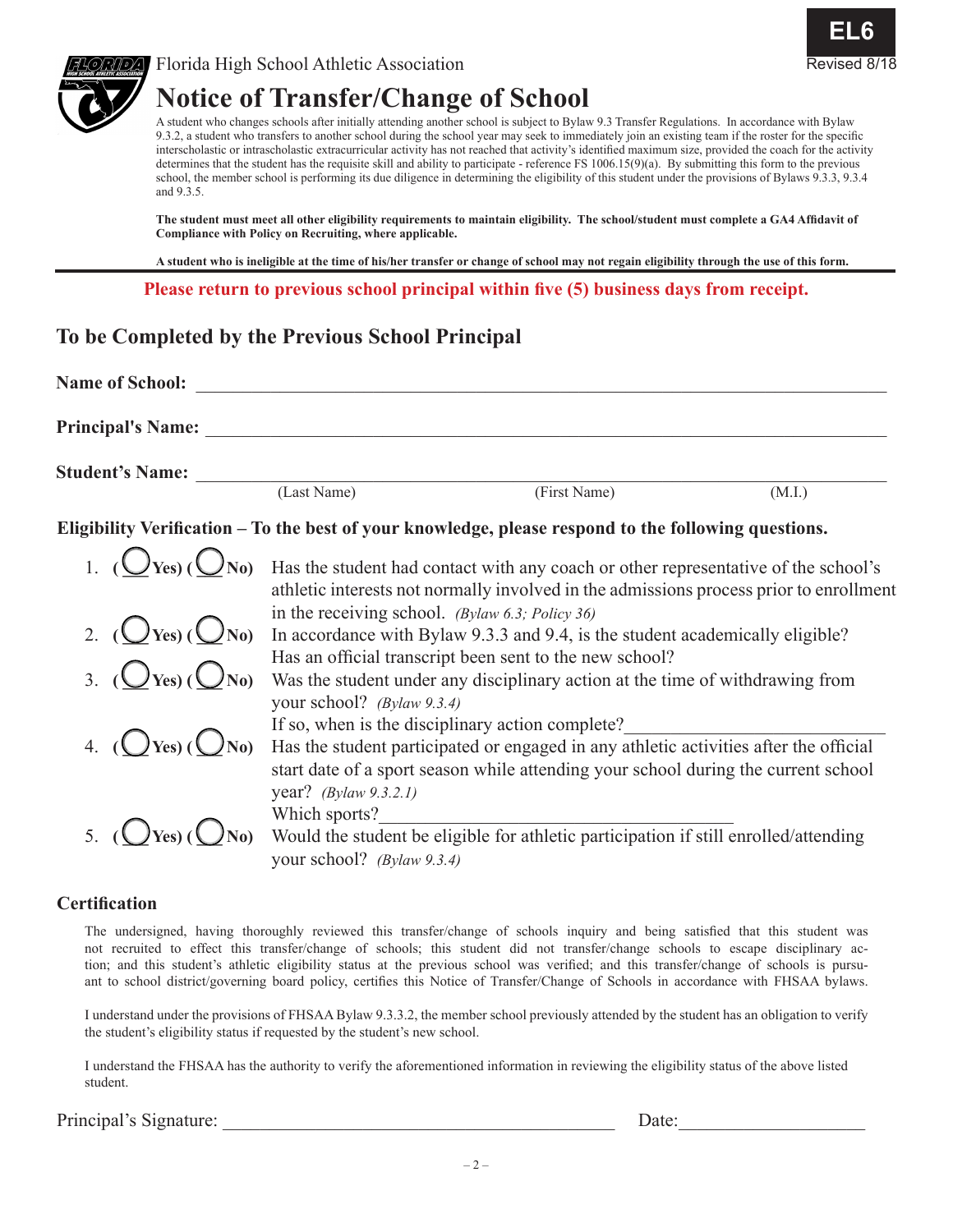EL6

Revised 8/18

Florida High School Athletic Association

# Notice of Transfer/Change of School

A student who changes schools after initially attending another school is subject to Bylaw 9.3 Transfer Regulations. In accordance with Bylaw 9.3.2, a student who transfers to another school during the school year may seek to immediately join an existing team if the roster for the specific interscholastic or intrascholastic extracurricular activity has not reached that activity's identified maximum size, provided the coach for the activity determines that the student has the requisite skill and ability to participate - reference FS 1006.15(9)(a). By submitting this form to the previous school, the member school is performing its due diligence in determining the eligibility of this student under the provisions of Bylaws 9.3.3, 9.3.4 and 9.3.5.

**The student must meet all other eligibility requirements to maintain eligibility. The school/student must complete a GA4 Affidavit of Compliance with Policy on Recruiting, where applicable.**

**A student who is ineligible at the time of his/her transfer or change of school may not regain eligibility through the use of this form.**

**Please return to previous school principal within five (5) business days from receipt.**

## To be Completed by the Previous School Principal

**Name of School:** ______________________________________________

**Principal's Name:** ______________________________________________

**Student's Name:** ______________________________________________

(Last Name) (First Name) (M.I.)

**Eligibility Verification – To the best of your knowledge, please respond to the following questions.**

1. ( Yes) ( No) Has the student had contact with any coach or other representative of the school's athletic interests not normally involved in the admissions process prior to enrollment in the receiving school. *(Bylaw 6.3; Policy 36)*
2. ( Yes) ( No) In accordance with Bylaw 9.3.3 and 9.4, is the student academically eligible? Has an official transcript been sent to the new school?
3. ( Yes) ( No) Was the student under any disciplinary action at the time of withdrawing from your school? *(Bylaw 9.3.4)*
   If so, when is the disciplinary action complete?__________________________
4. ( Yes) ( No) Has the student participated or engaged in any athletic activities after the official start date of a sport season while attending your school during the current school year? *(Bylaw 9.3.2.1)*
   Which sports?______________________________________
5. ( Yes) ( No) Would the student be eligible for athletic participation if still enrolled/attending your school? *(Bylaw 9.3.4)*

### Certification

The undersigned, having thoroughly reviewed this transfer/change of schools inquiry and being satisfied that this student was not recruited to effect this transfer/change of schools; this student did not transfer/change schools to escape disciplinary action; and this student's athletic eligibility status at the previous school was verified; and this transfer/change of schools is pursuant to school district/governing board policy, certifies this Notice of Transfer/Change of Schools in accordance with FHSAA bylaws.

I understand under the provisions of FHSAA Bylaw 9.3.3.2, the member school previously attended by the student has an obligation to verify the student's eligibility status if requested by the student's new school.

I understand the FHSAA has the authority to verify the aforementioned information in reviewing the eligibility status of the above listed student.

Principal's Signature: ________________________________________ Date:___________________